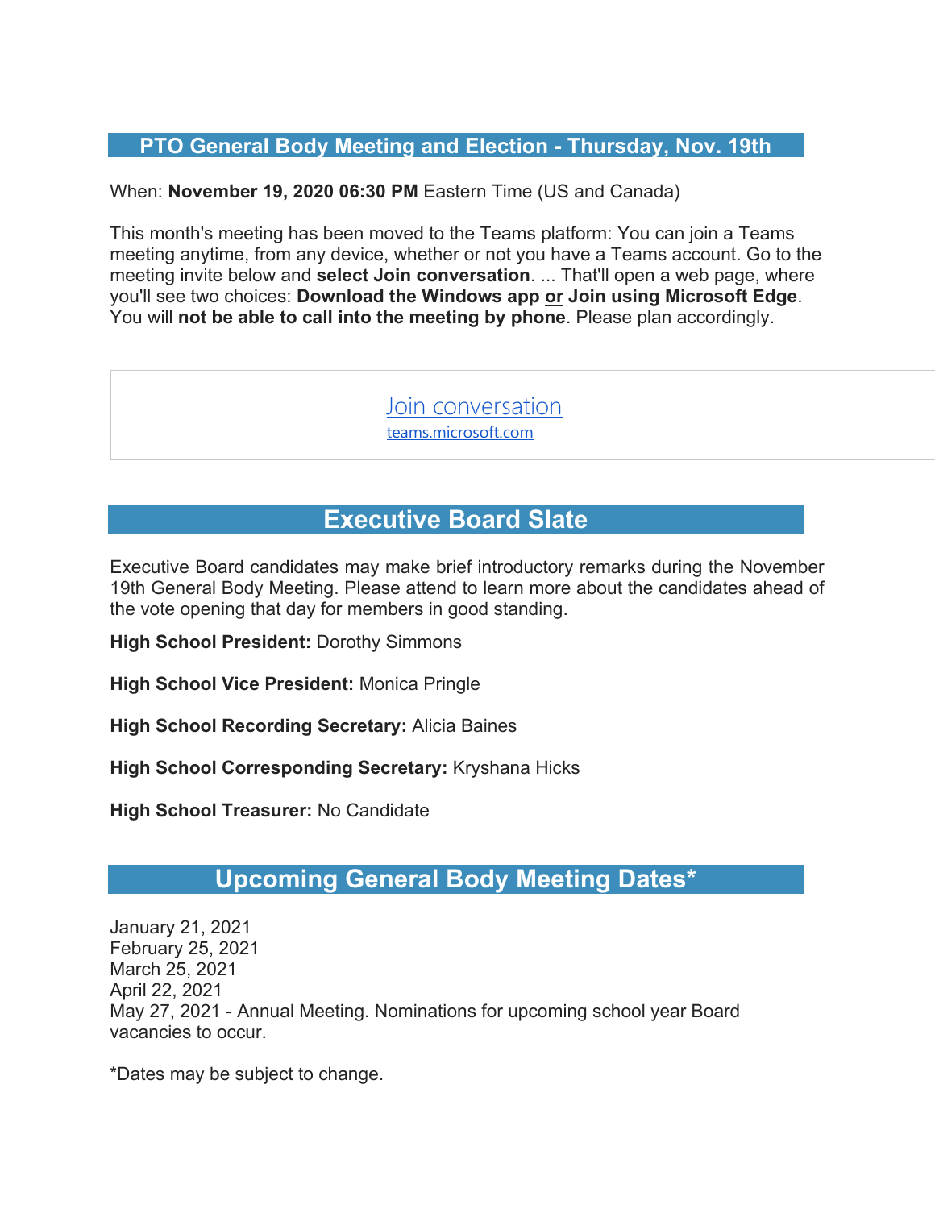## PTO General Body Meeting and Election - Thursday, Nov. 19th

When: **November 19, 2020 06:30 PM** Eastern Time (US and Canada)

This month's meeting has been moved to the Teams platform: You can join a Teams meeting anytime, from any device, whether or not you have a Teams account. Go to the meeting invite below and **select Join conversation**. ... That'll open a web page, where you'll see two choices: **Download the Windows app or Join using Microsoft Edge**. You will **not be able to call into the meeting by phone**. Please plan accordingly.

Join conversation
teams.microsoft.com

## Executive Board Slate

Executive Board candidates may make brief introductory remarks during the November 19th General Body Meeting. Please attend to learn more about the candidates ahead of the vote opening that day for members in good standing.

**High School President:** Dorothy Simmons

**High School Vice President:** Monica Pringle

**High School Recording Secretary:** Alicia Baines

**High School Corresponding Secretary:** Kryshana Hicks

**High School Treasurer:** No Candidate

## Upcoming General Body Meeting Dates*

January 21, 2021
February 25, 2021
March 25, 2021
April 22, 2021
May 27, 2021 - Annual Meeting. Nominations for upcoming school year Board vacancies to occur.

*Dates may be subject to change.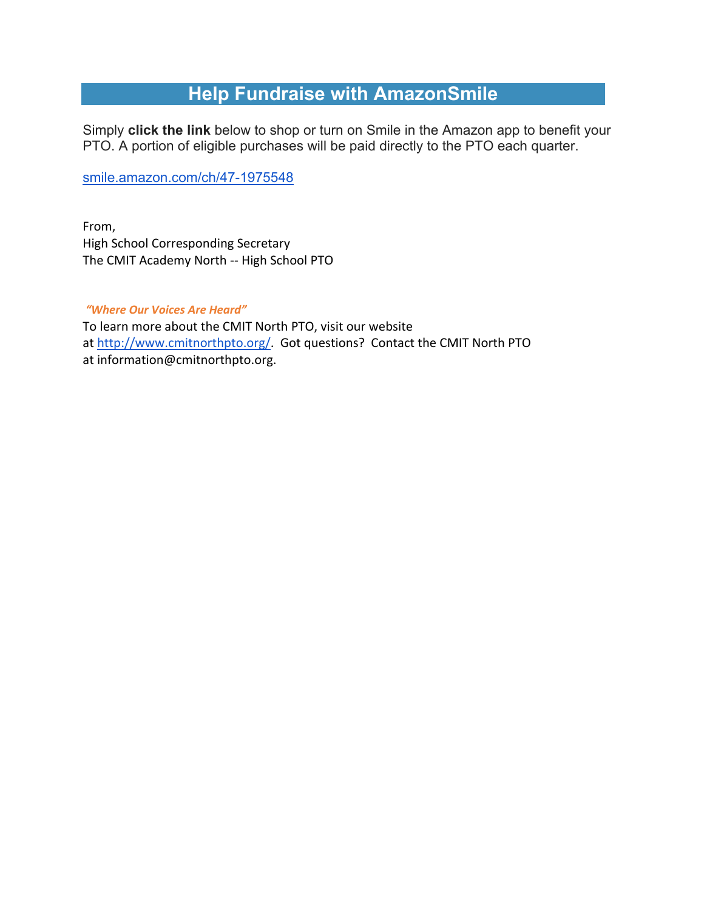# Help Fundraise with AmazonSmile

Simply **click the link** below to shop or turn on Smile in the Amazon app to benefit your PTO. A portion of eligible purchases will be paid directly to the PTO each quarter.

[smile.amazon.com/ch/47-1975548](smile.amazon.com/ch/47-1975548)

From,
High School Corresponding Secretary
The CMIT Academy North -- High School PTO

***"Where Our Voices Are Heard"***
To learn more about the CMIT North PTO, visit our website at [http://www.cmitnorthpto.org/](http://www.cmitnorthpto.org/). Got questions? Contact the CMIT North PTO at information@cmitnorthpto.org.